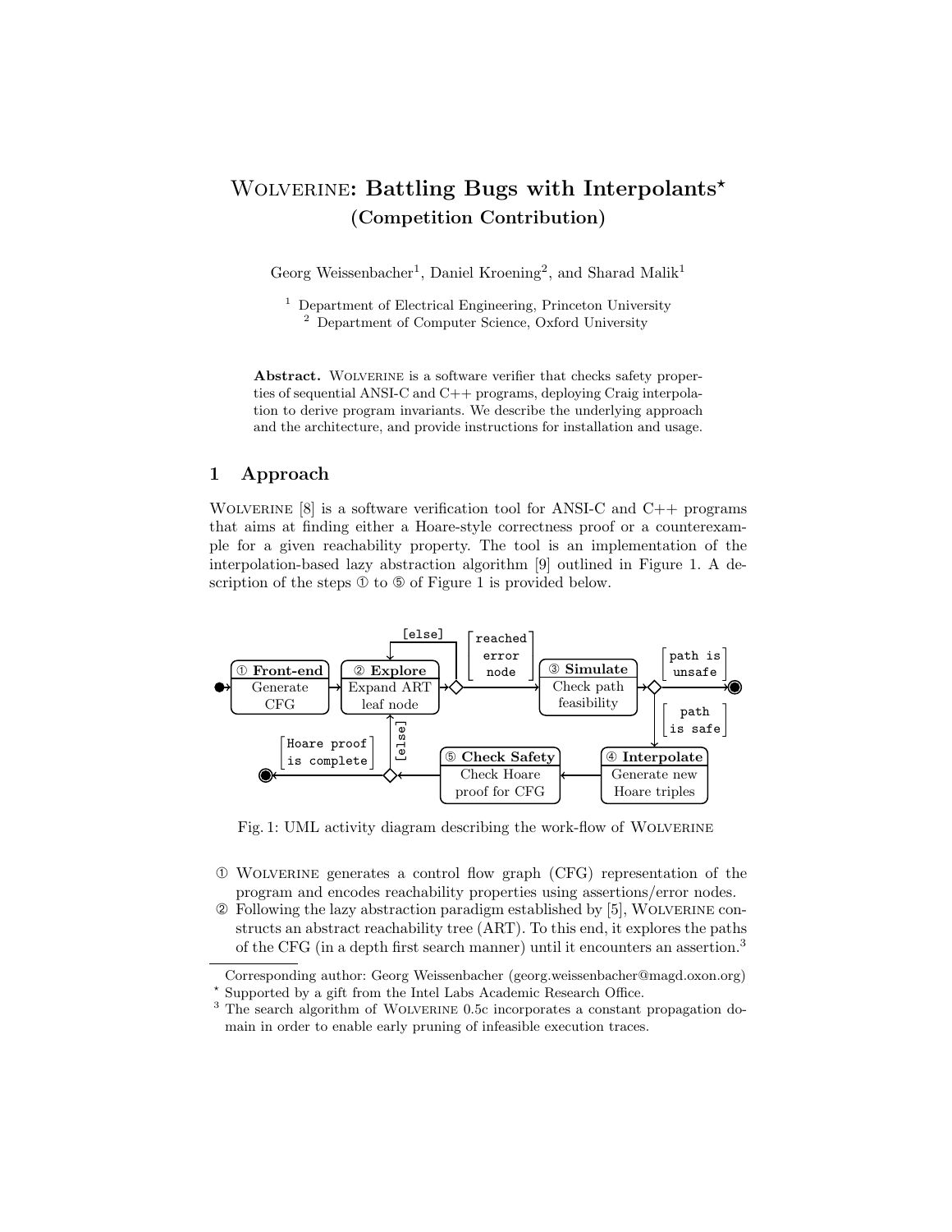# WOLVERINE: Battling Bugs with Interpolants*
## (Competition Contribution)

Georg Weissenbacher[1], Daniel Kroening[2], and Sharad Malik[1]

[1] Department of Electrical Engineering, Princeton University
[2] Department of Computer Science, Oxford University

**Abstract.** WOLVERINE is a software verifier that checks safety properties of sequential ANSI-C and C++ programs, deploying Craig interpolation to derive program invariants. We describe the underlying approach and the architecture, and provide instructions for installation and usage.

## 1 Approach

WOLVERINE [8] is a software verification tool for ANSI-C and C++ programs that aims at finding either a Hoare-style correctness proof or a counterexample for a given reachability property. The tool is an implementation of the interpolation-based lazy abstraction algorithm [9] outlined in Figure 1. A description of the steps ① to ⑤ of Figure 1 is provided below.

Fig. 1: UML activity diagram describing the work-flow of WOLVERINE

① WOLVERINE generates a control flow graph (CFG) representation of the program and encodes reachability properties using assertions/error nodes.

② Following the lazy abstraction paradigm established by [5], WOLVERINE constructs an abstract reachability tree (ART). To this end, it explores the paths of the CFG (in a depth first search manner) until it encounters an assertion.[3]

---

Corresponding author: Georg Weissenbacher (georg.weissenbacher@magd.oxon.org)

* Supported by a gift from the Intel Labs Academic Research Office.

[3] The search algorithm of WOLVERINE 0.5c incorporates a constant propagation domain in order to enable early pruning of infeasible execution traces.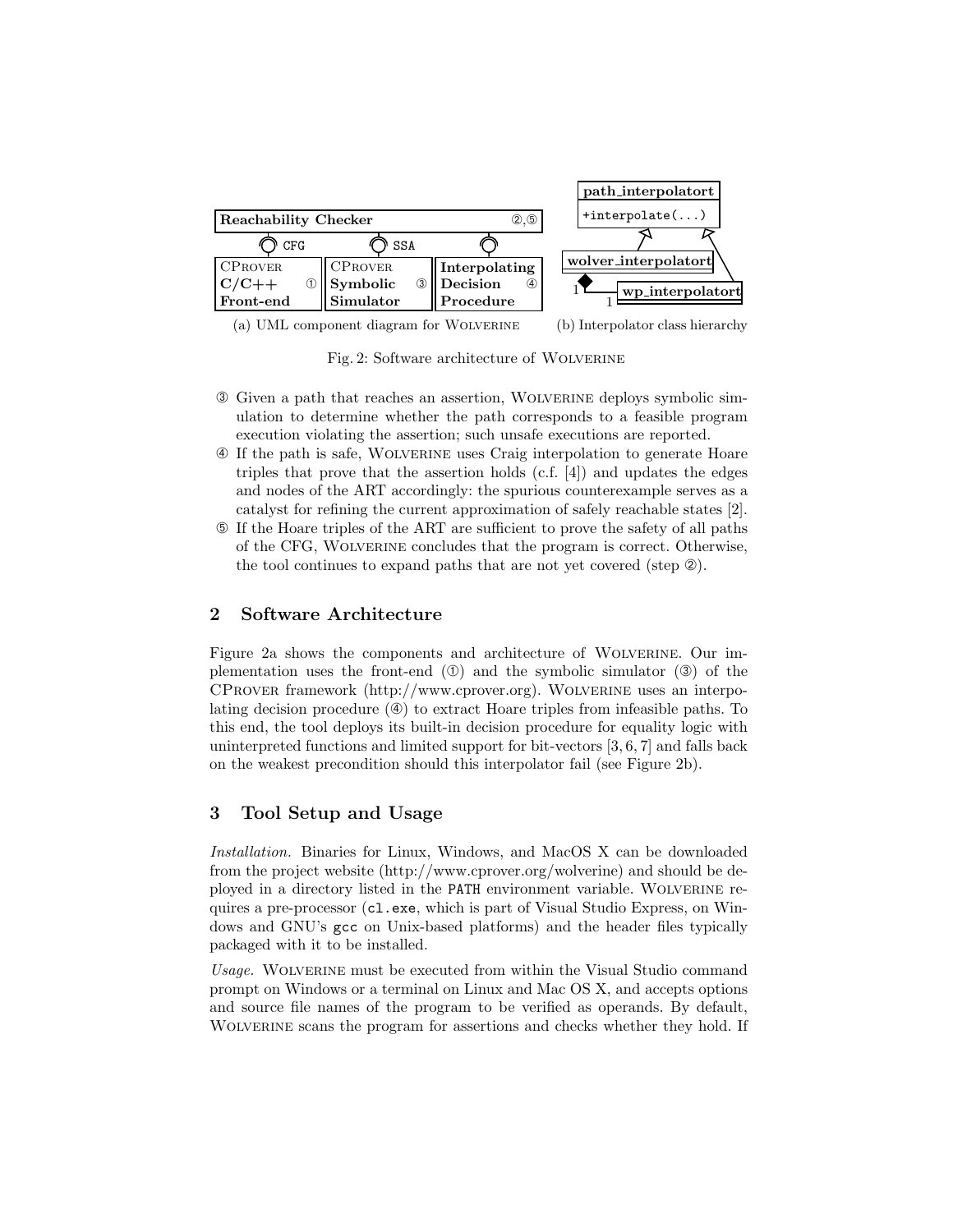(a) UML component diagram for Wolverine

(b) Interpolator class hierarchy

Fig. 2: Software architecture of Wolverine

③ Given a path that reaches an assertion, Wolverine deploys symbolic simulation to determine whether the path corresponds to a feasible program execution violating the assertion; such unsafe executions are reported.

④ If the path is safe, Wolverine uses Craig interpolation to generate Hoare triples that prove that the assertion holds (c.f. [4]) and updates the edges and nodes of the ART accordingly: the spurious counterexample serves as a catalyst for refining the current approximation of safely reachable states [2].

⑤ If the Hoare triples of the ART are sufficient to prove the safety of all paths of the CFG, Wolverine concludes that the program is correct. Otherwise, the tool continues to expand paths that are not yet covered (step ②).

## 2 Software Architecture

Figure 2a shows the components and architecture of Wolverine. Our implementation uses the front-end (①) and the symbolic simulator (③) of the CProver framework (http://www.cprover.org). Wolverine uses an interpolating decision procedure (④) to extract Hoare triples from infeasible paths. To this end, the tool deploys its built-in decision procedure for equality logic with uninterpreted functions and limited support for bit-vectors [3, 6, 7] and falls back on the weakest precondition should this interpolator fail (see Figure 2b).

## 3 Tool Setup and Usage

*Installation.* Binaries for Linux, Windows, and MacOS X can be downloaded from the project website (http://www.cprover.org/wolverine) and should be deployed in a directory listed in the `PATH` environment variable. Wolverine requires a pre-processor (`cl.exe`, which is part of Visual Studio Express, on Windows and GNU's `gcc` on Unix-based platforms) and the header files typically packaged with it to be installed.

*Usage.* Wolverine must be executed from within the Visual Studio command prompt on Windows or a terminal on Linux and Mac OS X, and accepts options and source file names of the program to be verified as operands. By default, Wolverine scans the program for assertions and checks whether they hold. If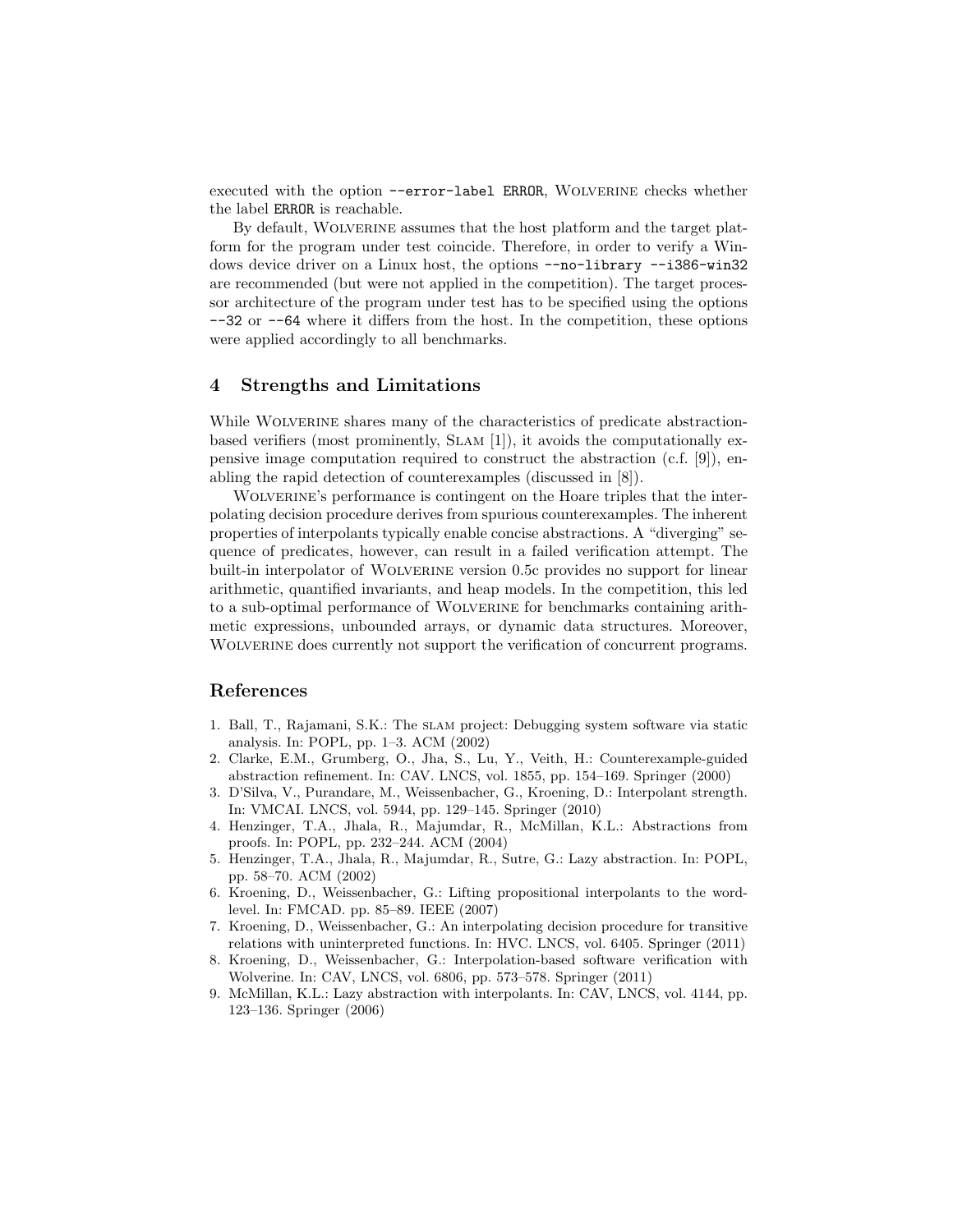executed with the option `--error-label ERROR`, Wolverine checks whether the label `ERROR` is reachable.

By default, Wolverine assumes that the host platform and the target platform for the program under test coincide. Therefore, in order to verify a Windows device driver on a Linux host, the options `--no-library --i386-win32` are recommended (but were not applied in the competition). The target processor architecture of the program under test has to be specified using the options `--32` or `--64` where it differs from the host. In the competition, these options were applied accordingly to all benchmarks.

## 4 Strengths and Limitations

While Wolverine shares many of the characteristics of predicate abstraction-based verifiers (most prominently, Slam [1]), it avoids the computationally expensive image computation required to construct the abstraction (c.f. [9]), enabling the rapid detection of counterexamples (discussed in [8]).

Wolverine's performance is contingent on the Hoare triples that the interpolating decision procedure derives from spurious counterexamples. The inherent properties of interpolants typically enable concise abstractions. A "diverging" sequence of predicates, however, can result in a failed verification attempt. The built-in interpolator of Wolverine version 0.5c provides no support for linear arithmetic, quantified invariants, and heap models. In the competition, this led to a sub-optimal performance of Wolverine for benchmarks containing arithmetic expressions, unbounded arrays, or dynamic data structures. Moreover, Wolverine does currently not support the verification of concurrent programs.

## References

1. Ball, T., Rajamani, S.K.: The slam project: Debugging system software via static analysis. In: POPL, pp. 1–3. ACM (2002)
2. Clarke, E.M., Grumberg, O., Jha, S., Lu, Y., Veith, H.: Counterexample-guided abstraction refinement. In: CAV. LNCS, vol. 1855, pp. 154–169. Springer (2000)
3. D'Silva, V., Purandare, M., Weissenbacher, G., Kroening, D.: Interpolant strength. In: VMCAI. LNCS, vol. 5944, pp. 129–145. Springer (2010)
4. Henzinger, T.A., Jhala, R., Majumdar, R., McMillan, K.L.: Abstractions from proofs. In: POPL, pp. 232–244. ACM (2004)
5. Henzinger, T.A., Jhala, R., Majumdar, R., Sutre, G.: Lazy abstraction. In: POPL, pp. 58–70. ACM (2002)
6. Kroening, D., Weissenbacher, G.: Lifting propositional interpolants to the word-level. In: FMCAD. pp. 85–89. IEEE (2007)
7. Kroening, D., Weissenbacher, G.: An interpolating decision procedure for transitive relations with uninterpreted functions. In: HVC. LNCS, vol. 6405. Springer (2011)
8. Kroening, D., Weissenbacher, G.: Interpolation-based software verification with Wolverine. In: CAV, LNCS, vol. 6806, pp. 573–578. Springer (2011)
9. McMillan, K.L.: Lazy abstraction with interpolants. In: CAV, LNCS, vol. 4144, pp. 123–136. Springer (2006)